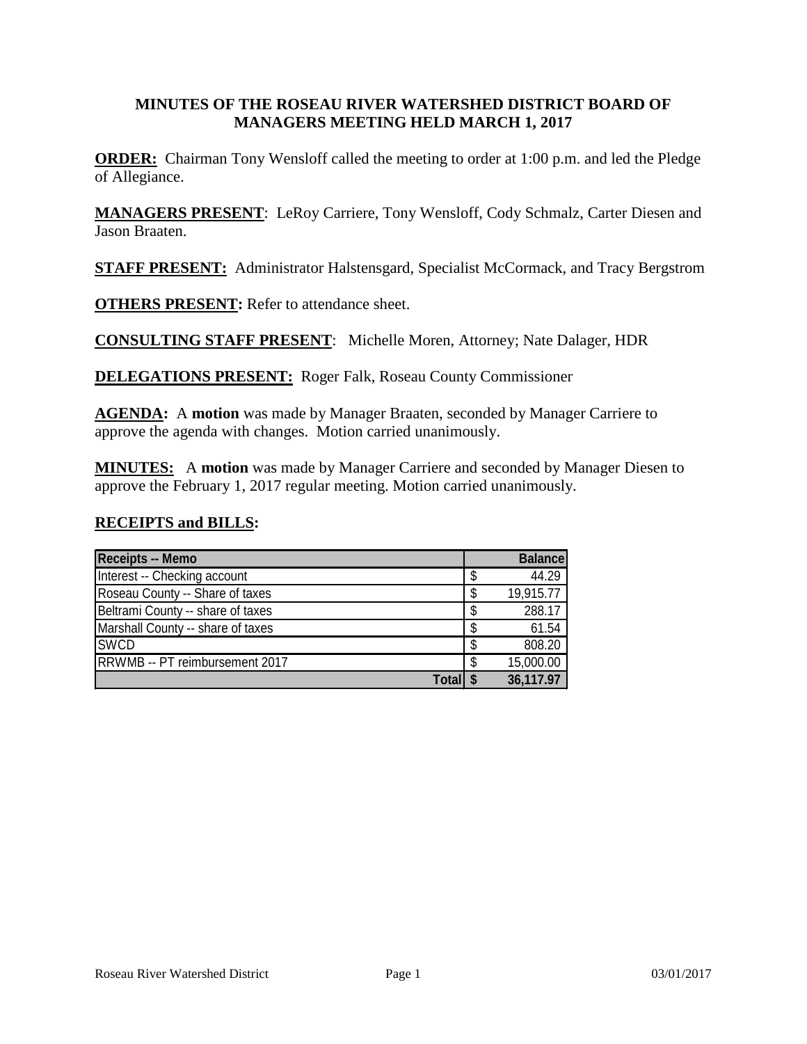# MINUTES OF THE ROSEAU RIVER WATERSHED DISTRICT BOARD OF MANAGERS MEETING HELD MARCH 1, 2017

**ORDER:** Chairman Tony Wensloff called the meeting to order at 1:00 p.m. and led the Pledge of Allegiance.

**MANAGERS PRESENT**: LeRoy Carriere, Tony Wensloff, Cody Schmalz, Carter Diesen and Jason Braaten.

**STAFF PRESENT:** Administrator Halstensgard, Specialist McCormack, and Tracy Bergstrom

**OTHERS PRESENT:** Refer to attendance sheet.

**CONSULTING STAFF PRESENT**: Michelle Moren, Attorney; Nate Dalager, HDR

**DELEGATIONS PRESENT:** Roger Falk, Roseau County Commissioner

**AGENDA:** A **motion** was made by Manager Braaten, seconded by Manager Carriere to approve the agenda with changes. Motion carried unanimously.

**MINUTES:** A **motion** was made by Manager Carriere and seconded by Manager Diesen to approve the February 1, 2017 regular meeting. Motion carried unanimously.

**RECEIPTS and BILLS:**

| Receipts -- Memo | | Balance |
|---|---|---|
| Interest -- Checking account | $ | 44.29 |
| Roseau County -- Share of taxes | $ | 19,915.77 |
| Beltrami County -- share of taxes | $ | 288.17 |
| Marshall County -- share of taxes | $ | 61.54 |
| SWCD | $ | 808.20 |
| RRWMB -- PT reimbursement 2017 | $ | 15,000.00 |
| **Total** | **$** | **36,117.97** |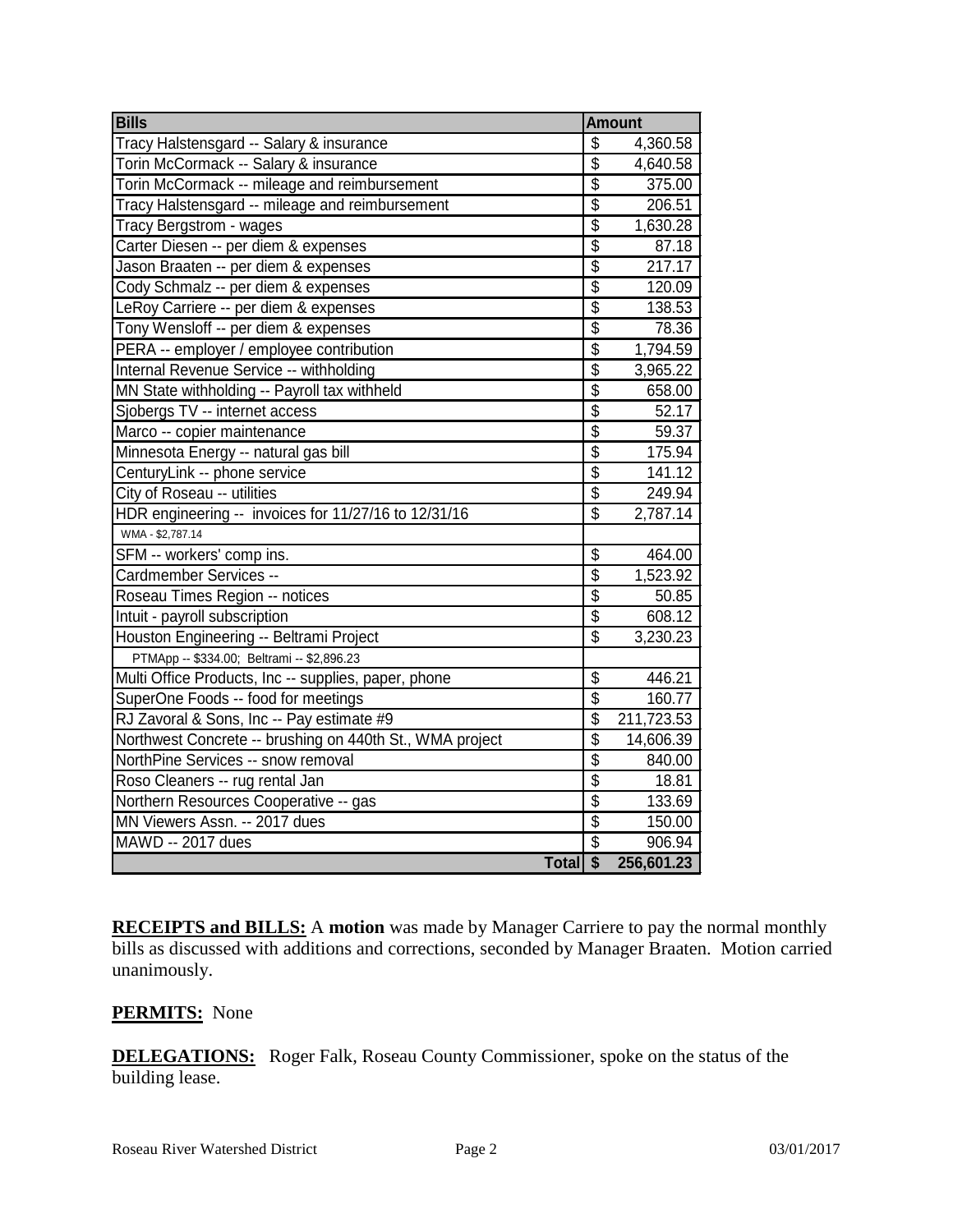| Bills | Amount |
|---|---|
| Tracy Halstensgard -- Salary & insurance | $ 4,360.58 |
| Torin McCormack -- Salary & insurance | $ 4,640.58 |
| Torin McCormack -- mileage and reimbursement | $ 375.00 |
| Tracy Halstensgard -- mileage and reimbursement | $ 206.51 |
| Tracy Bergstrom - wages | $ 1,630.28 |
| Carter Diesen -- per diem & expenses | $ 87.18 |
| Jason Braaten -- per diem & expenses | $ 217.17 |
| Cody Schmalz -- per diem & expenses | $ 120.09 |
| LeRoy Carriere -- per diem & expenses | $ 138.53 |
| Tony Wensloff -- per diem & expenses | $ 78.36 |
| PERA -- employer / employee contribution | $ 1,794.59 |
| Internal Revenue Service -- withholding | $ 3,965.22 |
| MN State withholding -- Payroll tax withheld | $ 658.00 |
| Sjobergs TV -- internet access | $ 52.17 |
| Marco -- copier maintenance | $ 59.37 |
| Minnesota Energy -- natural gas bill | $ 175.94 |
| CenturyLink -- phone service | $ 141.12 |
| City of Roseau -- utilities | $ 249.94 |
| HDR engineering -- invoices for 11/27/16 to 12/31/16 | $ 2,787.14 |
| WMA - $2,787.14 | |
| SFM -- workers' comp ins. | $ 464.00 |
| Cardmember Services -- | $ 1,523.92 |
| Roseau Times Region -- notices | $ 50.85 |
| Intuit - payroll subscription | $ 608.12 |
| Houston Engineering -- Beltrami Project | $ 3,230.23 |
| PTMApp -- $334.00; Beltrami -- $2,896.23 | |
| Multi Office Products, Inc -- supplies, paper, phone | $ 446.21 |
| SuperOne Foods -- food for meetings | $ 160.77 |
| RJ Zavoral & Sons, Inc -- Pay estimate #9 | $ 211,723.53 |
| Northwest Concrete -- brushing on 440th St., WMA project | $ 14,606.39 |
| NorthPine Services -- snow removal | $ 840.00 |
| Roso Cleaners -- rug rental Jan | $ 18.81 |
| Northern Resources Cooperative -- gas | $ 133.69 |
| MN Viewers Assn. -- 2017 dues | $ 150.00 |
| MAWD -- 2017 dues | $ 906.94 |
| **Total** | **$ 256,601.23** |

**RECEIPTS and BILLS:** A **motion** was made by Manager Carriere to pay the normal monthly bills as discussed with additions and corrections, seconded by Manager Braaten. Motion carried unanimously.

**PERMITS:** None

**DELEGATIONS:** Roger Falk, Roseau County Commissioner, spoke on the status of the building lease.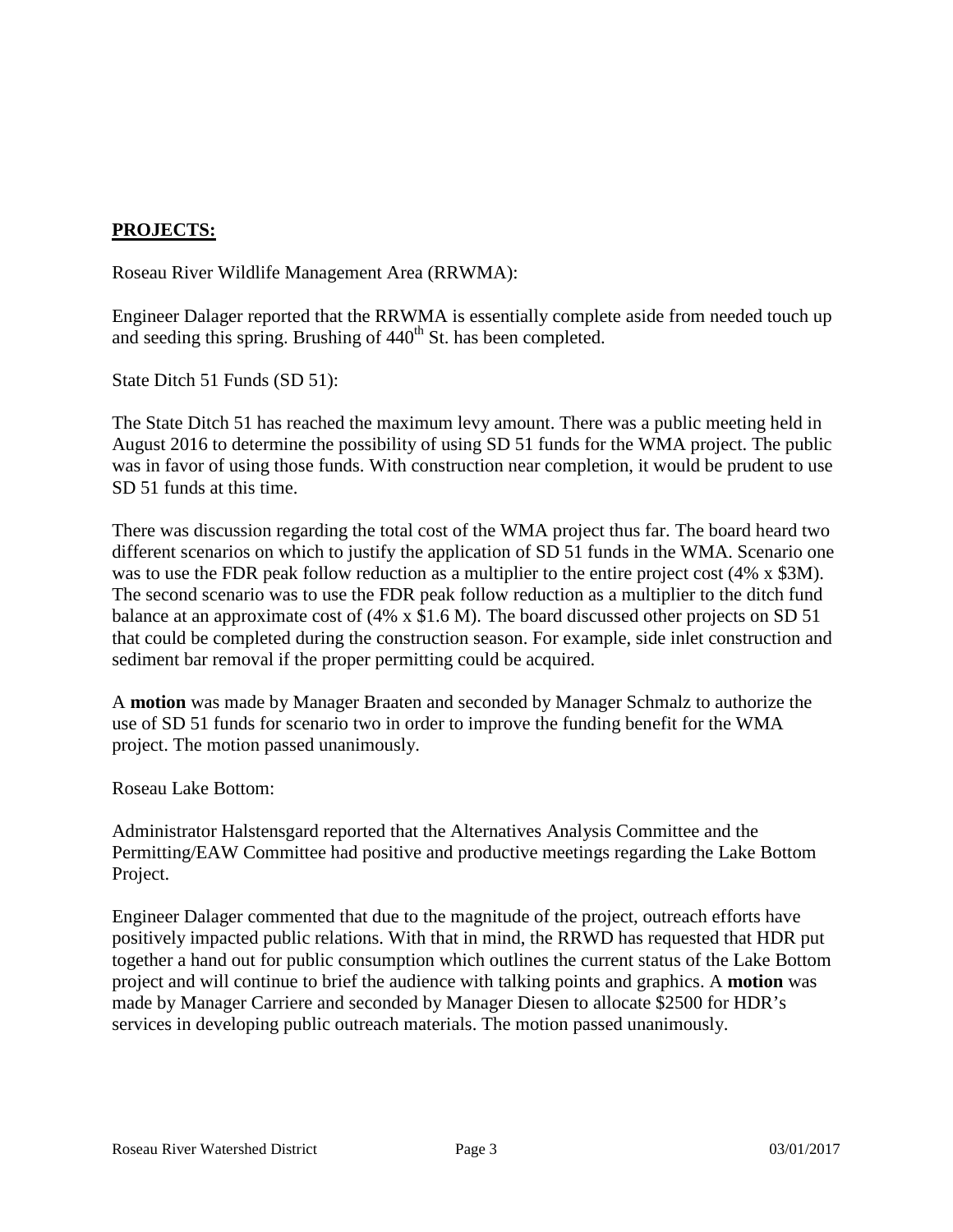## **PROJECTS:**

Roseau River Wildlife Management Area (RRWMA):

Engineer Dalager reported that the RRWMA is essentially complete aside from needed touch up and seeding this spring. Brushing of 440th St. has been completed.

State Ditch 51 Funds (SD 51):

The State Ditch 51 has reached the maximum levy amount. There was a public meeting held in August 2016 to determine the possibility of using SD 51 funds for the WMA project. The public was in favor of using those funds. With construction near completion, it would be prudent to use SD 51 funds at this time.

There was discussion regarding the total cost of the WMA project thus far. The board heard two different scenarios on which to justify the application of SD 51 funds in the WMA. Scenario one was to use the FDR peak follow reduction as a multiplier to the entire project cost (4% x $3M). The second scenario was to use the FDR peak follow reduction as a multiplier to the ditch fund balance at an approximate cost of (4% x $1.6 M). The board discussed other projects on SD 51 that could be completed during the construction season. For example, side inlet construction and sediment bar removal if the proper permitting could be acquired.

A **motion** was made by Manager Braaten and seconded by Manager Schmalz to authorize the use of SD 51 funds for scenario two in order to improve the funding benefit for the WMA project. The motion passed unanimously.

Roseau Lake Bottom:

Administrator Halstensgard reported that the Alternatives Analysis Committee and the Permitting/EAW Committee had positive and productive meetings regarding the Lake Bottom Project.

Engineer Dalager commented that due to the magnitude of the project, outreach efforts have positively impacted public relations. With that in mind, the RRWD has requested that HDR put together a hand out for public consumption which outlines the current status of the Lake Bottom project and will continue to brief the audience with talking points and graphics. A **motion** was made by Manager Carriere and seconded by Manager Diesen to allocate $2500 for HDR's services in developing public outreach materials. The motion passed unanimously.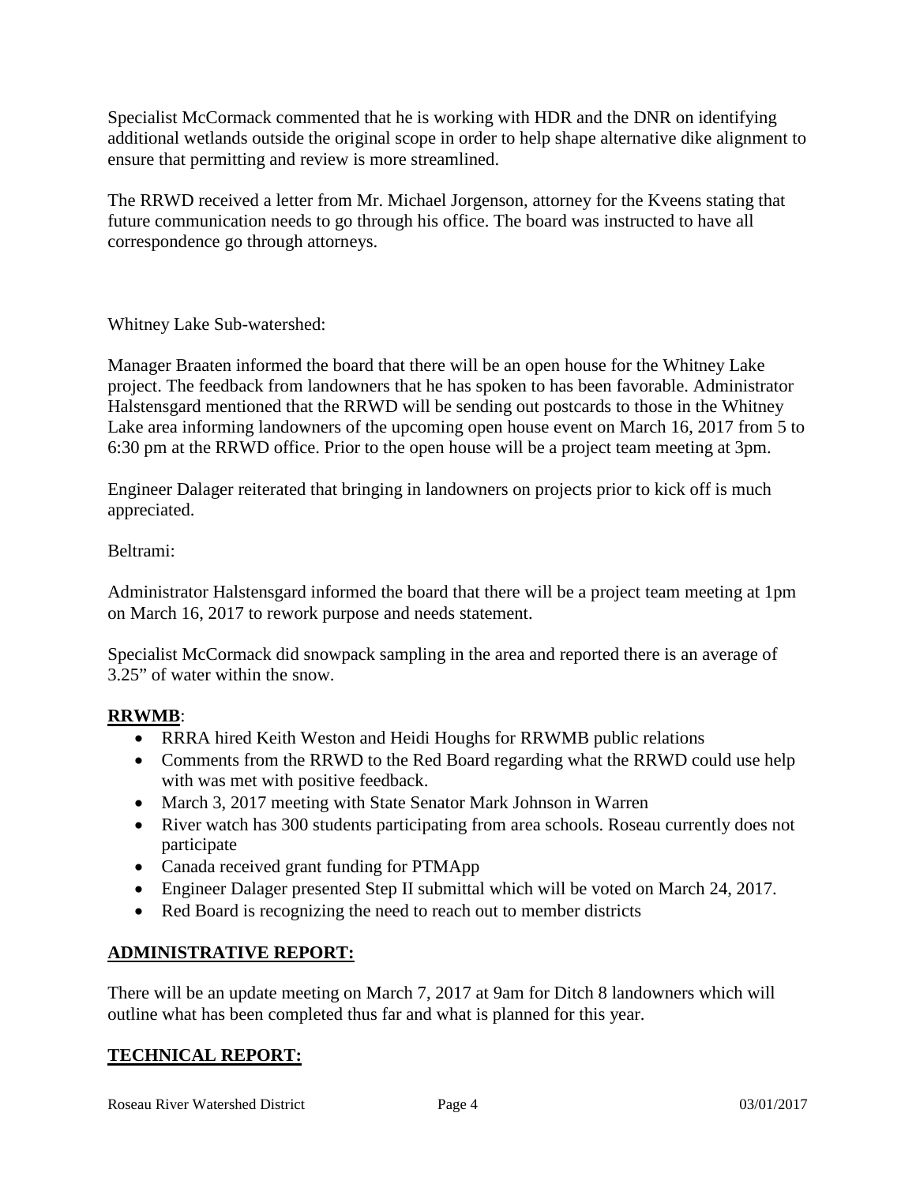Specialist McCormack commented that he is working with HDR and the DNR on identifying additional wetlands outside the original scope in order to help shape alternative dike alignment to ensure that permitting and review is more streamlined.

The RRWD received a letter from Mr. Michael Jorgenson, attorney for the Kveens stating that future communication needs to go through his office. The board was instructed to have all correspondence go through attorneys.

Whitney Lake Sub-watershed:

Manager Braaten informed the board that there will be an open house for the Whitney Lake project. The feedback from landowners that he has spoken to has been favorable. Administrator Halstensgard mentioned that the RRWD will be sending out postcards to those in the Whitney Lake area informing landowners of the upcoming open house event on March 16, 2017 from 5 to 6:30 pm at the RRWD office. Prior to the open house will be a project team meeting at 3pm.

Engineer Dalager reiterated that bringing in landowners on projects prior to kick off is much appreciated.

Beltrami:

Administrator Halstensgard informed the board that there will be a project team meeting at 1pm on March 16, 2017 to rework purpose and needs statement.

Specialist McCormack did snowpack sampling in the area and reported there is an average of 3.25" of water within the snow.

**RRWMB**:

- RRRA hired Keith Weston and Heidi Houghs for RRWMB public relations
- Comments from the RRWD to the Red Board regarding what the RRWD could use help with was met with positive feedback.
- March 3, 2017 meeting with State Senator Mark Johnson in Warren
- River watch has 300 students participating from area schools. Roseau currently does not participate
- Canada received grant funding for PTMApp
- Engineer Dalager presented Step II submittal which will be voted on March 24, 2017.
- Red Board is recognizing the need to reach out to member districts

## ADMINISTRATIVE REPORT:

There will be an update meeting on March 7, 2017 at 9am for Ditch 8 landowners which will outline what has been completed thus far and what is planned for this year.

## TECHNICAL REPORT: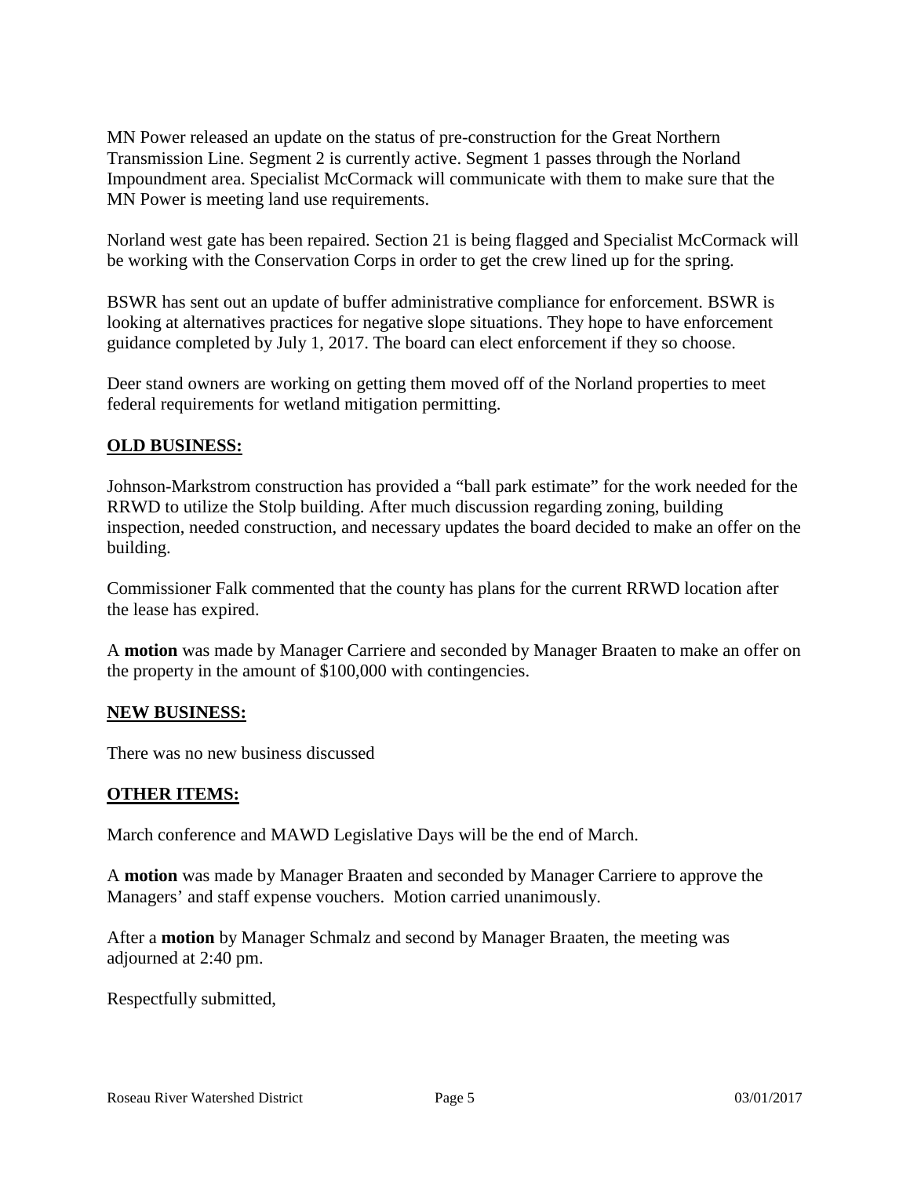MN Power released an update on the status of pre-construction for the Great Northern Transmission Line. Segment 2 is currently active. Segment 1 passes through the Norland Impoundment area. Specialist McCormack will communicate with them to make sure that the MN Power is meeting land use requirements.

Norland west gate has been repaired. Section 21 is being flagged and Specialist McCormack will be working with the Conservation Corps in order to get the crew lined up for the spring.

BSWR has sent out an update of buffer administrative compliance for enforcement. BSWR is looking at alternatives practices for negative slope situations. They hope to have enforcement guidance completed by July 1, 2017. The board can elect enforcement if they so choose.

Deer stand owners are working on getting them moved off of the Norland properties to meet federal requirements for wetland mitigation permitting.

## OLD BUSINESS:

Johnson-Markstrom construction has provided a "ball park estimate" for the work needed for the RRWD to utilize the Stolp building. After much discussion regarding zoning, building inspection, needed construction, and necessary updates the board decided to make an offer on the building.

Commissioner Falk commented that the county has plans for the current RRWD location after the lease has expired.

A **motion** was made by Manager Carriere and seconded by Manager Braaten to make an offer on the property in the amount of $100,000 with contingencies.

## NEW BUSINESS:

There was no new business discussed

## OTHER ITEMS:

March conference and MAWD Legislative Days will be the end of March.

A **motion** was made by Manager Braaten and seconded by Manager Carriere to approve the Managers' and staff expense vouchers. Motion carried unanimously.

After a **motion** by Manager Schmalz and second by Manager Braaten, the meeting was adjourned at 2:40 pm.

Respectfully submitted,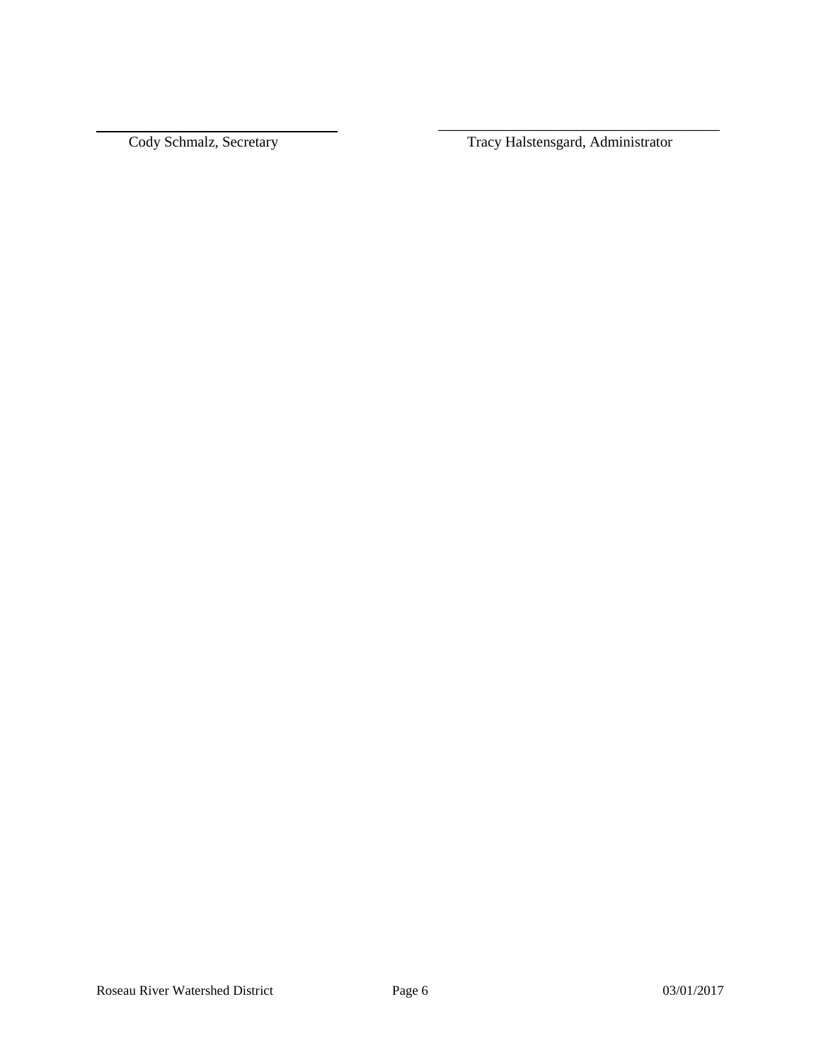\_\_\_\_\_\_\_\_\_\_\_\_\_\_\_\_\_\_\_\_\_\_\_\_\_\_\_\_\_\_ \_\_\_\_\_\_\_\_\_\_\_\_\_\_\_\_\_\_\_\_\_\_\_\_\_\_\_\_\_\_\_\_\_\_\_\_

Cody Schmalz, Secretary Tracy Halstensgard, Administrator